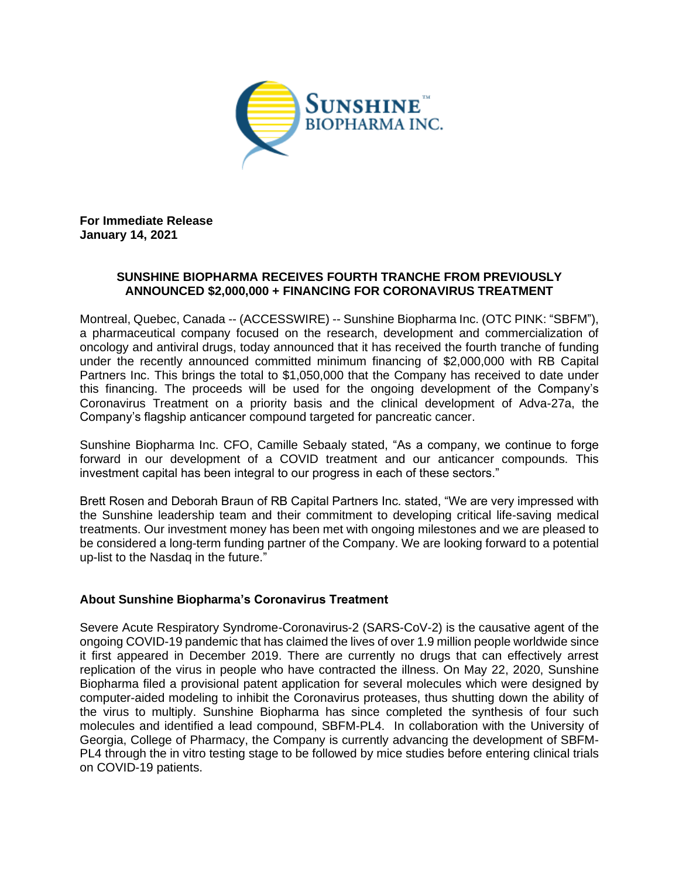**For Immediate Release**
**January 14, 2021**

## SUNSHINE BIOPHARMA RECEIVES FOURTH TRANCHE FROM PREVIOUSLY ANNOUNCED $2,000,000 + FINANCING FOR CORONAVIRUS TREATMENT

Montreal, Quebec, Canada -- (ACCESSWIRE) -- Sunshine Biopharma Inc. (OTC PINK: "SBFM"), a pharmaceutical company focused on the research, development and commercialization of oncology and antiviral drugs, today announced that it has received the fourth tranche of funding under the recently announced committed minimum financing of $2,000,000 with RB Capital Partners Inc. This brings the total to $1,050,000 that the Company has received to date under this financing. The proceeds will be used for the ongoing development of the Company's Coronavirus Treatment on a priority basis and the clinical development of Adva-27a, the Company's flagship anticancer compound targeted for pancreatic cancer.

Sunshine Biopharma Inc. CFO, Camille Sebaaly stated, "As a company, we continue to forge forward in our development of a COVID treatment and our anticancer compounds. This investment capital has been integral to our progress in each of these sectors."

Brett Rosen and Deborah Braun of RB Capital Partners Inc. stated, "We are very impressed with the Sunshine leadership team and their commitment to developing critical life-saving medical treatments. Our investment money has been met with ongoing milestones and we are pleased to be considered a long-term funding partner of the Company. We are looking forward to a potential up-list to the Nasdaq in the future."

### About Sunshine Biopharma's Coronavirus Treatment

Severe Acute Respiratory Syndrome-Coronavirus-2 (SARS-CoV-2) is the causative agent of the ongoing COVID-19 pandemic that has claimed the lives of over 1.9 million people worldwide since it first appeared in December 2019. There are currently no drugs that can effectively arrest replication of the virus in people who have contracted the illness. On May 22, 2020, Sunshine Biopharma filed a provisional patent application for several molecules which were designed by computer-aided modeling to inhibit the Coronavirus proteases, thus shutting down the ability of the virus to multiply. Sunshine Biopharma has since completed the synthesis of four such molecules and identified a lead compound, SBFM-PL4. In collaboration with the University of Georgia, College of Pharmacy, the Company is currently advancing the development of SBFM-PL4 through the in vitro testing stage to be followed by mice studies before entering clinical trials on COVID-19 patients.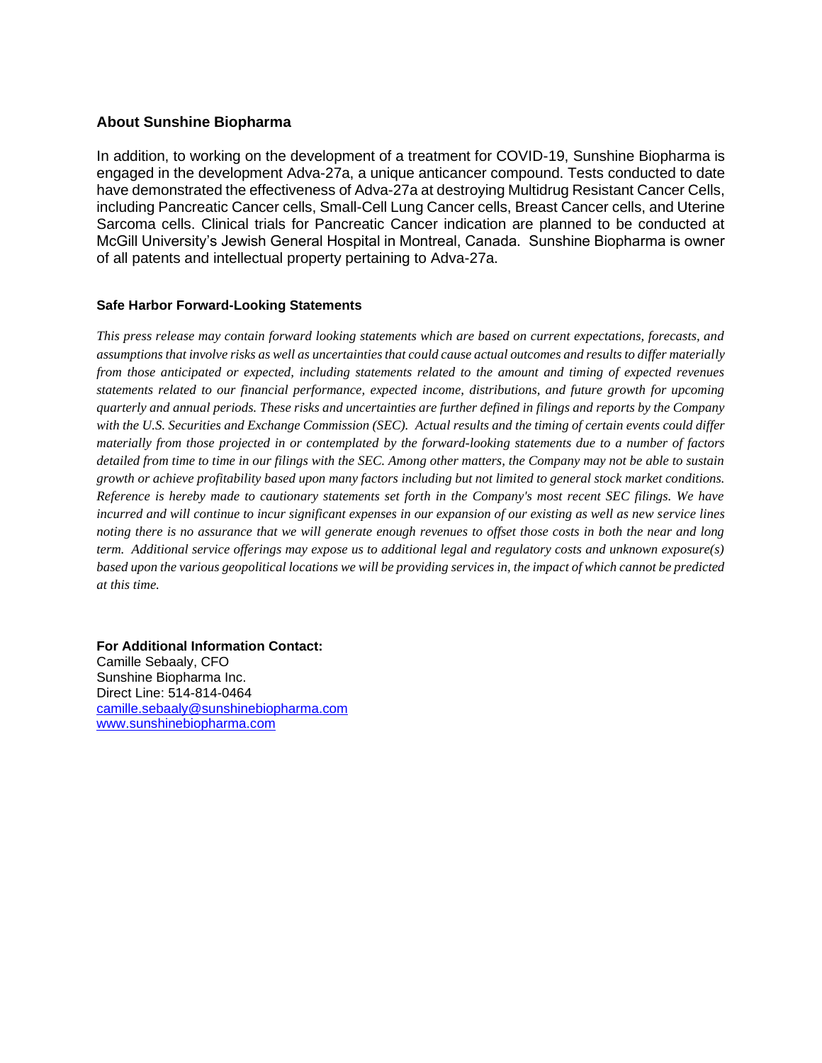### About Sunshine Biopharma

In addition, to working on the development of a treatment for COVID-19, Sunshine Biopharma is engaged in the development Adva-27a, a unique anticancer compound. Tests conducted to date have demonstrated the effectiveness of Adva-27a at destroying Multidrug Resistant Cancer Cells, including Pancreatic Cancer cells, Small-Cell Lung Cancer cells, Breast Cancer cells, and Uterine Sarcoma cells. Clinical trials for Pancreatic Cancer indication are planned to be conducted at McGill University's Jewish General Hospital in Montreal, Canada. Sunshine Biopharma is owner of all patents and intellectual property pertaining to Adva-27a.

#### Safe Harbor Forward-Looking Statements

*This press release may contain forward looking statements which are based on current expectations, forecasts, and assumptions that involve risks as well as uncertainties that could cause actual outcomes and results to differ materially from those anticipated or expected, including statements related to the amount and timing of expected revenues statements related to our financial performance, expected income, distributions, and future growth for upcoming quarterly and annual periods. These risks and uncertainties are further defined in filings and reports by the Company with the U.S. Securities and Exchange Commission (SEC). Actual results and the timing of certain events could differ materially from those projected in or contemplated by the forward-looking statements due to a number of factors detailed from time to time in our filings with the SEC. Among other matters, the Company may not be able to sustain growth or achieve profitability based upon many factors including but not limited to general stock market conditions. Reference is hereby made to cautionary statements set forth in the Company's most recent SEC filings. We have incurred and will continue to incur significant expenses in our expansion of our existing as well as new service lines noting there is no assurance that we will generate enough revenues to offset those costs in both the near and long term. Additional service offerings may expose us to additional legal and regulatory costs and unknown exposure(s) based upon the various geopolitical locations we will be providing services in, the impact of which cannot be predicted at this time.*

**For Additional Information Contact:**
Camille Sebaaly, CFO
Sunshine Biopharma Inc.
Direct Line: 514-814-0464
camille.sebaaly@sunshinebiopharma.com
www.sunshinebiopharma.com